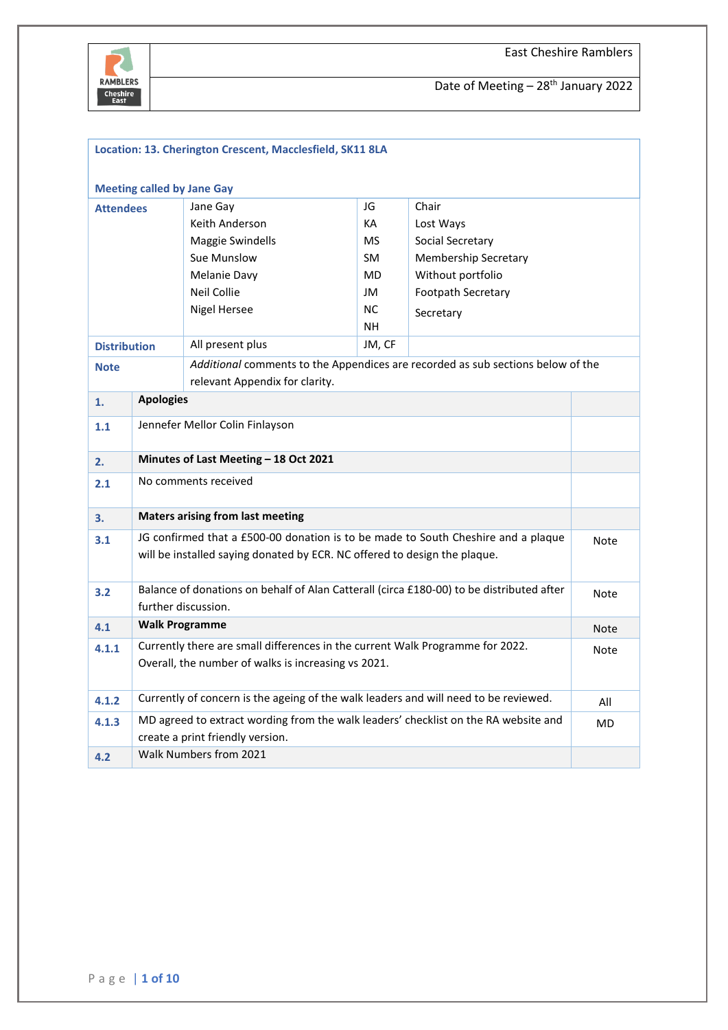East Cheshire Ramblers

Date of Meeting – 28th January 2022

**Location: 13. Cherington Crescent, Macclesfield, SK11 8LA**

**Meeting called by Jane Gay**

| | | | |
|---|---|---|---|
| **Attendees** | Jane Gay | JG | Chair |
| | Keith Anderson | KA | Lost Ways |
| | Maggie Swindells | MS | Social Secretary |
| | Sue Munslow | SM | Membership Secretary |
| | Melanie Davy | MD | Without portfolio |
| | Neil Collie | JM | Footpath Secretary |
| | Nigel Hersee | NC | Secretary |
| | | NH | |
| **Distribution** | All present plus | JM, CF | |
| **Note** | *Additional* comments to the Appendices are recorded as sub sections below of the relevant Appendix for clarity. | | |

| | | |
|---|---|---|
| **1.** | **Apologies** | |
| **1.1** | Jennefer Mellor Colin Finlayson | |
| **2.** | **Minutes of Last Meeting – 18 Oct 2021** | |
| **2.1** | No comments received | |
| **3.** | **Maters arising from last meeting** | |
| **3.1** | JG confirmed that a £500-00 donation is to be made to South Cheshire and a plaque will be installed saying donated by ECR. NC offered to design the plaque. | Note |
| **3.2** | Balance of donations on behalf of Alan Catterall (circa £180-00) to be distributed after further discussion. | Note |
| **4.1** | **Walk Programme** | Note |
| **4.1.1** | Currently there are small differences in the current Walk Programme for 2022. Overall, the number of walks is increasing vs 2021. | Note |
| **4.1.2** | Currently of concern is the ageing of the walk leaders and will need to be reviewed. | All |
| **4.1.3** | MD agreed to extract wording from the walk leaders' checklist on the RA website and create a print friendly version. | MD |
| **4.2** | Walk Numbers from 2021 | |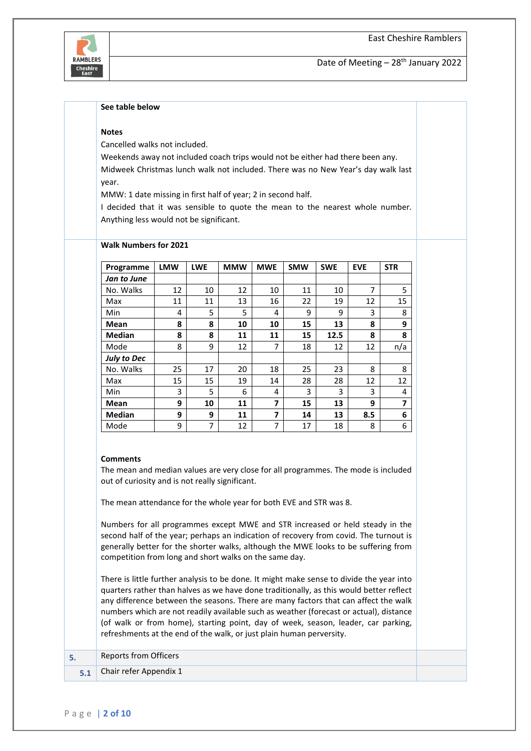**See table below**

**Notes**

Cancelled walks not included.

Weekends away not included coach trips would not be either had there been any.

Midweek Christmas lunch walk not included. There was no New Year's day walk last year.

MMW: 1 date missing in first half of year; 2 in second half.

I decided that it was sensible to quote the mean to the nearest whole number. Anything less would not be significant.

**Walk Numbers for 2021**

| Programme | LMW | LWE | MMW | MWE | SMW | SWE | EVE | STR |
|---|---|---|---|---|---|---|---|---|
| ***Jan to June*** | | | | | | | | |
| No. Walks | 12 | 10 | 12 | 10 | 11 | 10 | 7 | 5 |
| Max | 11 | 11 | 13 | 16 | 22 | 19 | 12 | 15 |
| Min | 4 | 5 | 5 | 4 | 9 | 9 | 3 | 8 |
| **Mean** | **8** | **8** | **10** | **10** | **15** | **13** | **8** | **9** |
| **Median** | **8** | **8** | **11** | **11** | **15** | **12.5** | **8** | **8** |
| Mode | 8 | 9 | 12 | 7 | 18 | 12 | 12 | n/a |
| ***July to Dec*** | | | | | | | | |
| No. Walks | 25 | 17 | 20 | 18 | 25 | 23 | 8 | 8 |
| Max | 15 | 15 | 19 | 14 | 28 | 28 | 12 | 12 |
| Min | 3 | 5 | 6 | 4 | 3 | 3 | 3 | 4 |
| **Mean** | **9** | **10** | **11** | **7** | **15** | **13** | **9** | **7** |
| **Median** | **9** | **9** | **11** | **7** | **14** | **13** | **8.5** | **6** |
| Mode | 9 | 7 | 12 | 7 | 17 | 18 | 8 | 6 |

**Comments**

The mean and median values are very close for all programmes. The mode is included out of curiosity and is not really significant.

The mean attendance for the whole year for both EVE and STR was 8.

Numbers for all programmes except MWE and STR increased or held steady in the second half of the year; perhaps an indication of recovery from covid. The turnout is generally better for the shorter walks, although the MWE looks to be suffering from competition from long and short walks on the same day.

There is little further analysis to be done. It might make sense to divide the year into quarters rather than halves as we have done traditionally, as this would better reflect any difference between the seasons. There are many factors that can affect the walk numbers which are not readily available such as weather (forecast or actual), distance (of walk or from home), starting point, day of week, season, leader, car parking, refreshments at the end of the walk, or just plain human perversity.

**5.** Reports from Officers

**5.1** Chair refer Appendix 1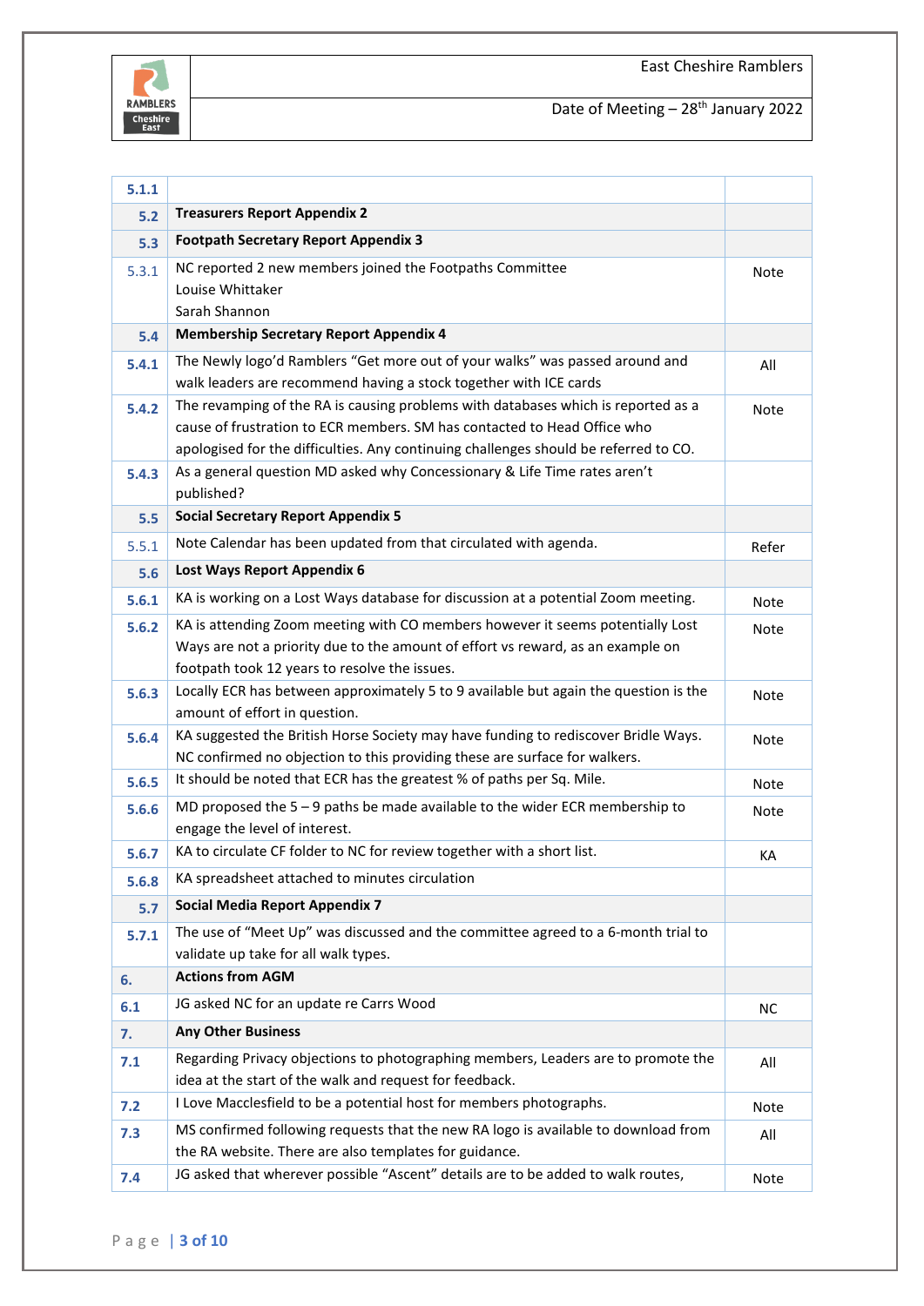| | | |
|---|---|---|
| 5.1.1 | | |
| 5.2 | **Treasurers Report Appendix 2** | |
| 5.3 | **Footpath Secretary Report Appendix 3** | |
| 5.3.1 | NC reported 2 new members joined the Footpaths Committee<br>Louise Whittaker<br>Sarah Shannon | Note |
| 5.4 | **Membership Secretary Report Appendix 4** | |
| 5.4.1 | The Newly logo'd Ramblers "Get more out of your walks" was passed around and walk leaders are recommend having a stock together with ICE cards | All |
| 5.4.2 | The revamping of the RA is causing problems with databases which is reported as a cause of frustration to ECR members. SM has contacted to Head Office who apologised for the difficulties. Any continuing challenges should be referred to CO. | Note |
| 5.4.3 | As a general question MD asked why Concessionary & Life Time rates aren't published? | |
| 5.5 | **Social Secretary Report Appendix 5** | |
| 5.5.1 | Note Calendar has been updated from that circulated with agenda. | Refer |
| 5.6 | **Lost Ways Report Appendix 6** | |
| 5.6.1 | KA is working on a Lost Ways database for discussion at a potential Zoom meeting. | Note |
| 5.6.2 | KA is attending Zoom meeting with CO members however it seems potentially Lost Ways are not a priority due to the amount of effort vs reward, as an example on footpath took 12 years to resolve the issues. | Note |
| 5.6.3 | Locally ECR has between approximately 5 to 9 available but again the question is the amount of effort in question. | Note |
| 5.6.4 | KA suggested the British Horse Society may have funding to rediscover Bridle Ways. NC confirmed no objection to this providing these are surface for walkers. | Note |
| 5.6.5 | It should be noted that ECR has the greatest % of paths per Sq. Mile. | Note |
| 5.6.6 | MD proposed the 5 – 9 paths be made available to the wider ECR membership to engage the level of interest. | Note |
| 5.6.7 | KA to circulate CF folder to NC for review together with a short list. | KA |
| 5.6.8 | KA spreadsheet attached to minutes circulation | |
| 5.7 | **Social Media Report Appendix 7** | |
| 5.7.1 | The use of "Meet Up" was discussed and the committee agreed to a 6-month trial to validate up take for all walk types. | |
| 6. | **Actions from AGM** | |
| 6.1 | JG asked NC for an update re Carrs Wood | NC |
| 7. | **Any Other Business** | |
| 7.1 | Regarding Privacy objections to photographing members, Leaders are to promote the idea at the start of the walk and request for feedback. | All |
| 7.2 | I Love Macclesfield to be a potential host for members photographs. | Note |
| 7.3 | MS confirmed following requests that the new RA logo is available to download from the RA website. There are also templates for guidance. | All |
| 7.4 | JG asked that wherever possible "Ascent" details are to be added to walk routes, | Note |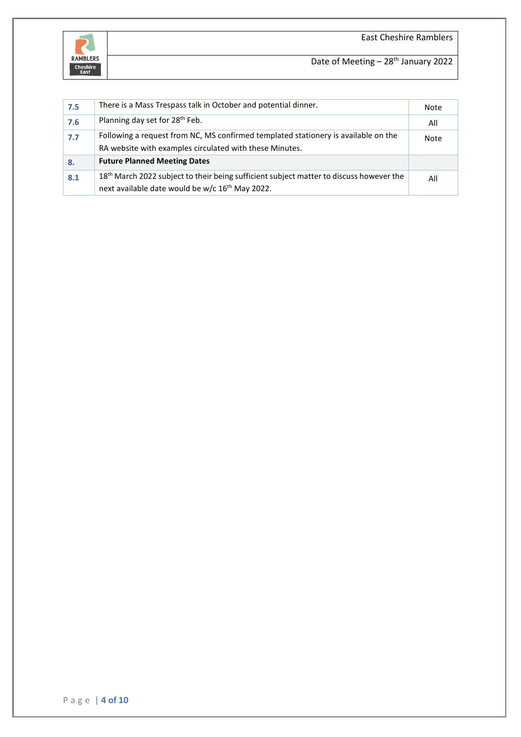| | | |
|---|---|---|
| **7.5** | There is a Mass Trespass talk in October and potential dinner. | Note |
| **7.6** | Planning day set for 28th Feb. | All |
| **7.7** | Following a request from NC, MS confirmed templated stationery is available on the RA website with examples circulated with these Minutes. | Note |
| **8.** | **Future Planned Meeting Dates** | |
| **8.1** | 18th March 2022 subject to their being sufficient subject matter to discuss however the next available date would be w/c 16th May 2022. | All |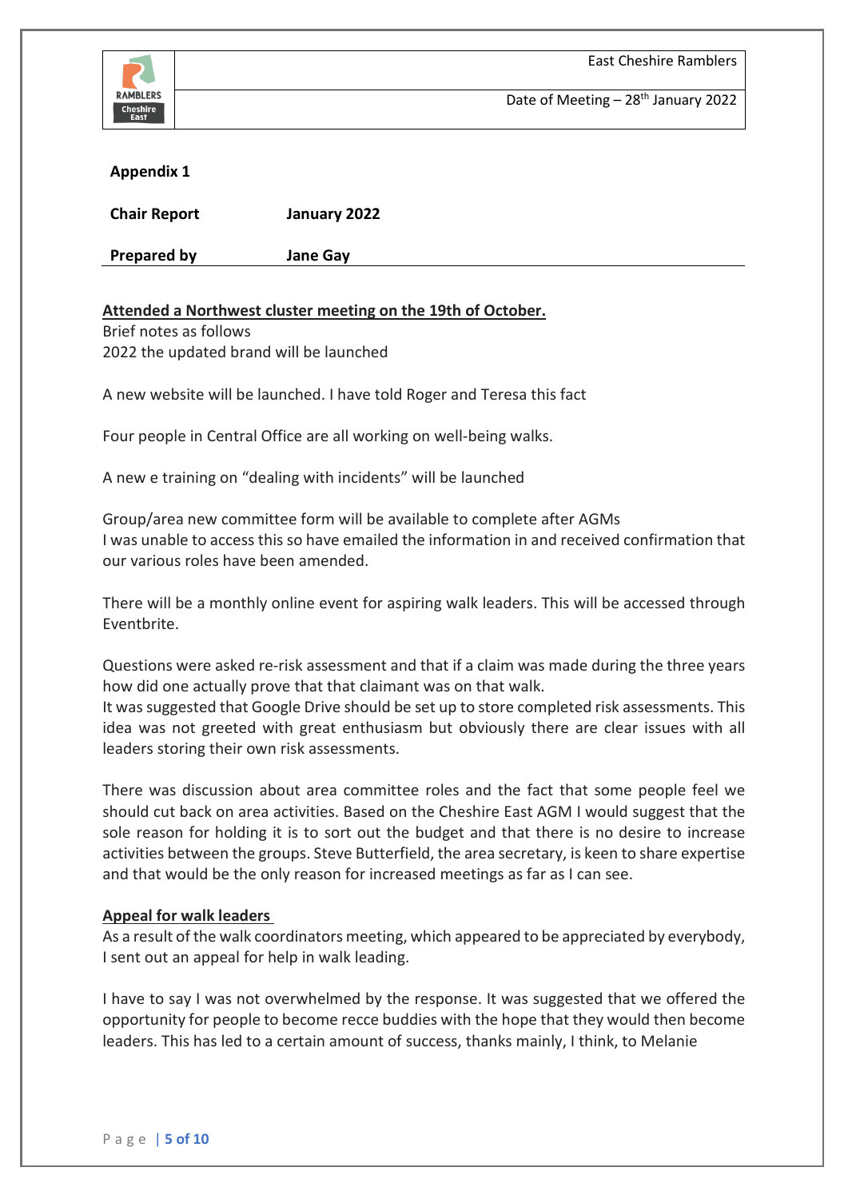**Appendix 1**

| **Chair Report** | **January 2022** |
| --- | --- |
| **Prepared by** | **Jane Gay** |

**Attended a Northwest cluster meeting on the 19th of October.**

Brief notes as follows
2022 the updated brand will be launched

A new website will be launched. I have told Roger and Teresa this fact

Four people in Central Office are all working on well-being walks.

A new e training on "dealing with incidents" will be launched

Group/area new committee form will be available to complete after AGMs
I was unable to access this so have emailed the information in and received confirmation that our various roles have been amended.

There will be a monthly online event for aspiring walk leaders. This will be accessed through Eventbrite.

Questions were asked re-risk assessment and that if a claim was made during the three years how did one actually prove that that claimant was on that walk.
It was suggested that Google Drive should be set up to store completed risk assessments. This idea was not greeted with great enthusiasm but obviously there are clear issues with all leaders storing their own risk assessments.

There was discussion about area committee roles and the fact that some people feel we should cut back on area activities. Based on the Cheshire East AGM I would suggest that the sole reason for holding it is to sort out the budget and that there is no desire to increase activities between the groups. Steve Butterfield, the area secretary, is keen to share expertise and that would be the only reason for increased meetings as far as I can see.

**Appeal for walk leaders**

As a result of the walk coordinators meeting, which appeared to be appreciated by everybody, I sent out an appeal for help in walk leading.

I have to say I was not overwhelmed by the response. It was suggested that we offered the opportunity for people to become recce buddies with the hope that they would then become leaders. This has led to a certain amount of success, thanks mainly, I think, to Melanie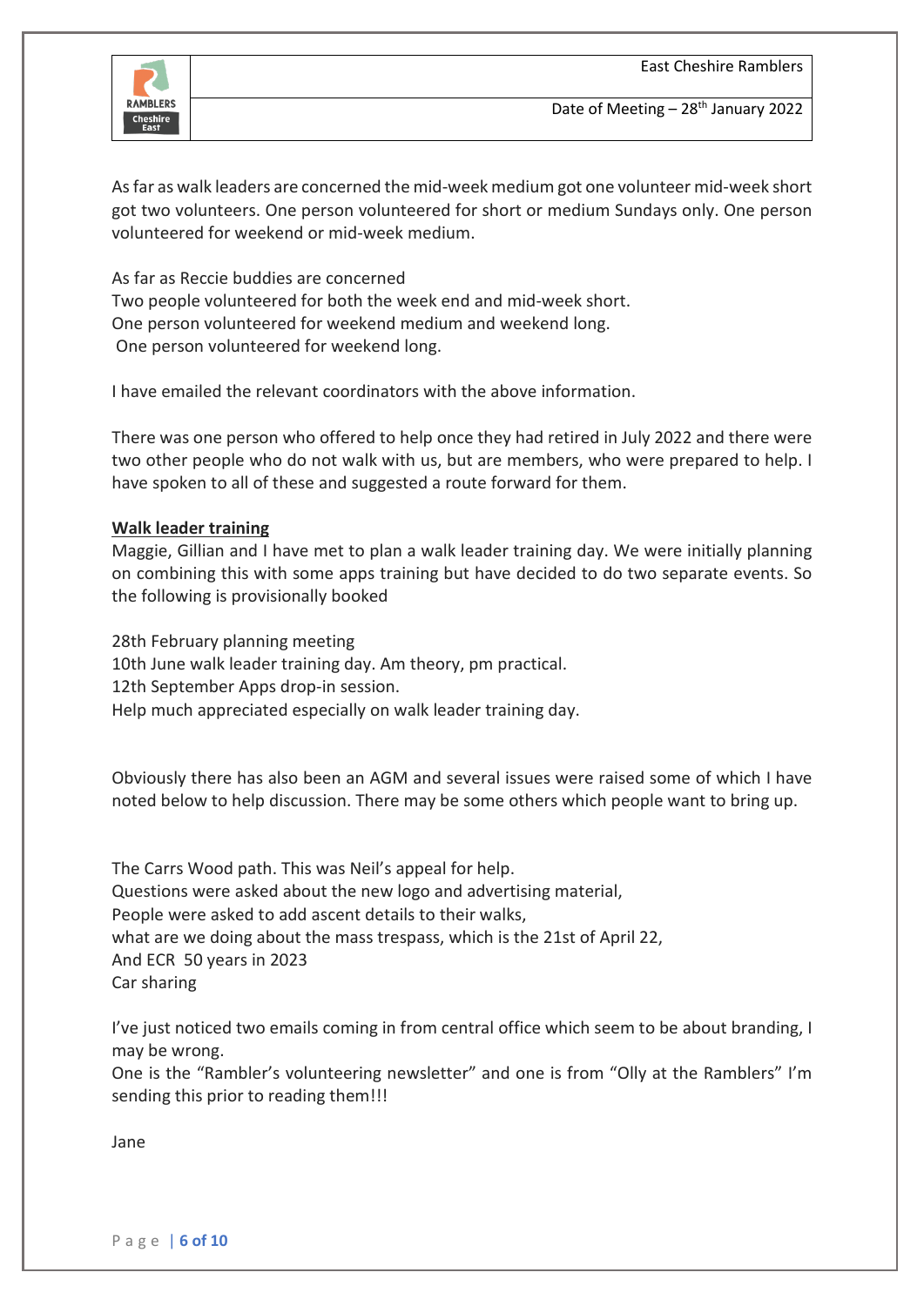As far as walk leaders are concerned the mid-week medium got one volunteer mid-week short got two volunteers. One person volunteered for short or medium Sundays only. One person volunteered for weekend or mid-week medium.

As far as Reccie buddies are concerned
Two people volunteered for both the week end and mid-week short.
One person volunteered for weekend medium and weekend long.
One person volunteered for weekend long.

I have emailed the relevant coordinators with the above information.

There was one person who offered to help once they had retired in July 2022 and there were two other people who do not walk with us, but are members, who were prepared to help. I have spoken to all of these and suggested a route forward for them.

**Walk leader training**

Maggie, Gillian and I have met to plan a walk leader training day. We were initially planning on combining this with some apps training but have decided to do two separate events. So the following is provisionally booked

28th February planning meeting
10th June walk leader training day. Am theory, pm practical.
12th September Apps drop-in session.
Help much appreciated especially on walk leader training day.

Obviously there has also been an AGM and several issues were raised some of which I have noted below to help discussion. There may be some others which people want to bring up.

The Carrs Wood path. This was Neil's appeal for help.
Questions were asked about the new logo and advertising material,
People were asked to add ascent details to their walks,
what are we doing about the mass trespass, which is the 21st of April 22,
And ECR 50 years in 2023
Car sharing

I've just noticed two emails coming in from central office which seem to be about branding, I may be wrong.
One is the "Rambler's volunteering newsletter" and one is from "Olly at the Ramblers" I'm sending this prior to reading them!!!

Jane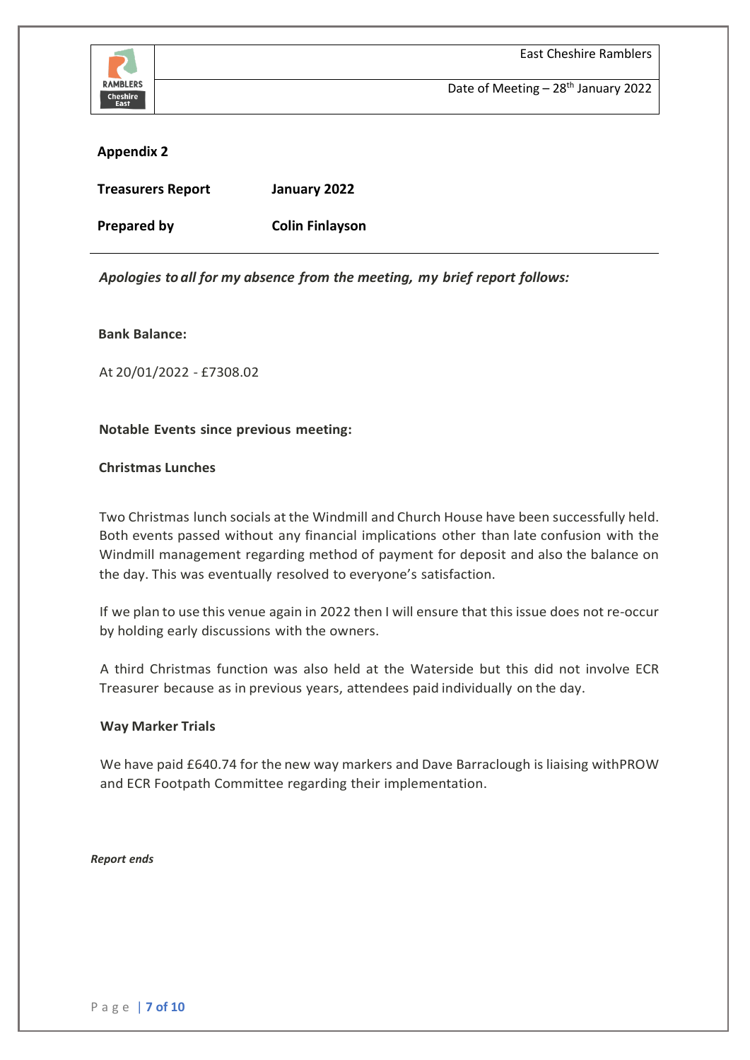## Appendix 2

**Treasurers Report** **January 2022**

**Prepared by** **Colin Finlayson**

***Apologies to all for my absence from the meeting, my brief report follows:***

**Bank Balance:**

At 20/01/2022 - £7308.02

**Notable Events since previous meeting:**

**Christmas Lunches**

Two Christmas lunch socials at the Windmill and Church House have been successfully held. Both events passed without any financial implications other than late confusion with the Windmill management regarding method of payment for deposit and also the balance on the day. This was eventually resolved to everyone's satisfaction.

If we plan to use this venue again in 2022 then I will ensure that this issue does not re-occur by holding early discussions with the owners.

A third Christmas function was also held at the Waterside but this did not involve ECR Treasurer because as in previous years, attendees paid individually on the day.

**Way Marker Trials**

We have paid £640.74 for the new way markers and Dave Barraclough is liaising withPROW and ECR Footpath Committee regarding their implementation.

***Report ends***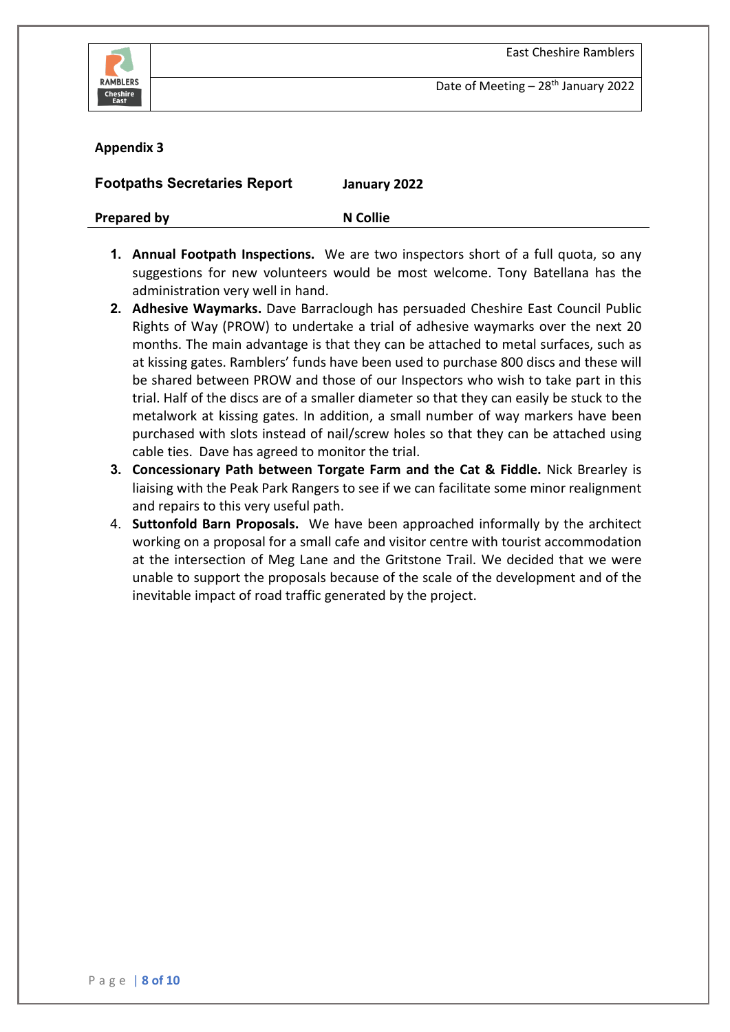## Appendix 3

| **Footpaths Secretaries Report** | **January 2022** |
|---|---|
| **Prepared by** | **N Collie** |

1. **Annual Footpath Inspections.** We are two inspectors short of a full quota, so any suggestions for new volunteers would be most welcome. Tony Batellana has the administration very well in hand.
2. **Adhesive Waymarks.** Dave Barraclough has persuaded Cheshire East Council Public Rights of Way (PROW) to undertake a trial of adhesive waymarks over the next 20 months. The main advantage is that they can be attached to metal surfaces, such as at kissing gates. Ramblers' funds have been used to purchase 800 discs and these will be shared between PROW and those of our Inspectors who wish to take part in this trial. Half of the discs are of a smaller diameter so that they can easily be stuck to the metalwork at kissing gates. In addition, a small number of way markers have been purchased with slots instead of nail/screw holes so that they can be attached using cable ties. Dave has agreed to monitor the trial.
3. **Concessionary Path between Torgate Farm and the Cat & Fiddle.** Nick Brearley is liaising with the Peak Park Rangers to see if we can facilitate some minor realignment and repairs to this very useful path.
4. **Suttonfold Barn Proposals.** We have been approached informally by the architect working on a proposal for a small cafe and visitor centre with tourist accommodation at the intersection of Meg Lane and the Gritstone Trail. We decided that we were unable to support the proposals because of the scale of the development and of the inevitable impact of road traffic generated by the project.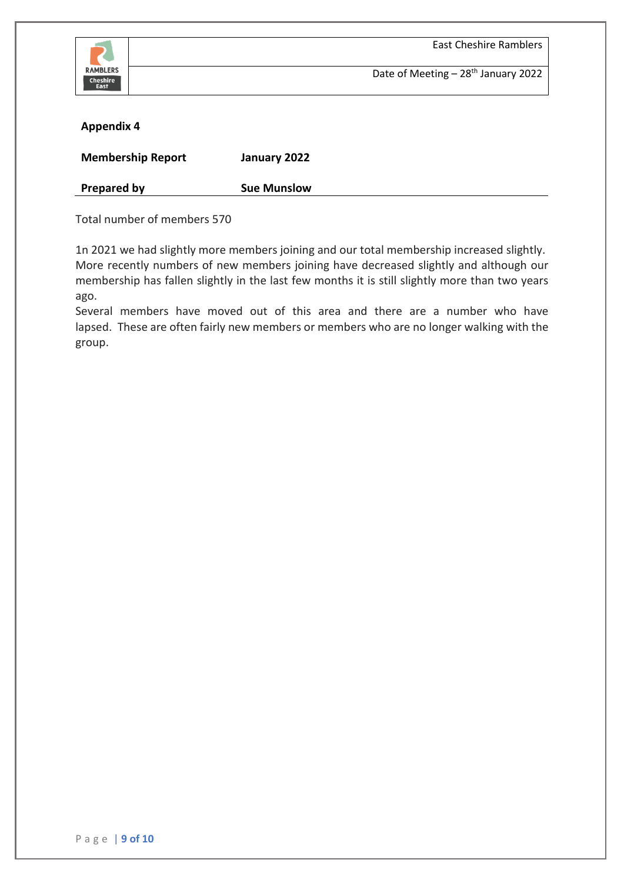**Appendix 4**

**Membership Report** **January 2022**

**Prepared by** **Sue Munslow**

Total number of members 570

1n 2021 we had slightly more members joining and our total membership increased slightly. More recently numbers of new members joining have decreased slightly and although our membership has fallen slightly in the last few months it is still slightly more than two years ago.

Several members have moved out of this area and there are a number who have lapsed. These are often fairly new members or members who are no longer walking with the group.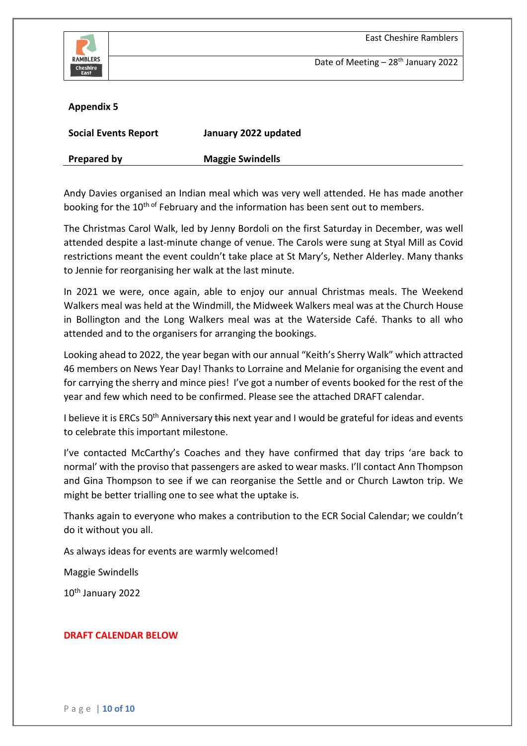**Appendix 5**

| **Social Events Report** | **January 2022 updated** |
|---|---|
| **Prepared by** | **Maggie Swindells** |

Andy Davies organised an Indian meal which was very well attended. He has made another booking for the 10th of February and the information has been sent out to members.

The Christmas Carol Walk, led by Jenny Bordoli on the first Saturday in December, was well attended despite a last-minute change of venue. The Carols were sung at Styal Mill as Covid restrictions meant the event couldn't take place at St Mary's, Nether Alderley. Many thanks to Jennie for reorganising her walk at the last minute.

In 2021 we were, once again, able to enjoy our annual Christmas meals. The Weekend Walkers meal was held at the Windmill, the Midweek Walkers meal was at the Church House in Bollington and the Long Walkers meal was at the Waterside Café. Thanks to all who attended and to the organisers for arranging the bookings.

Looking ahead to 2022, the year began with our annual "Keith's Sherry Walk" which attracted 46 members on News Year Day! Thanks to Lorraine and Melanie for organising the event and for carrying the sherry and mince pies! I've got a number of events booked for the rest of the year and few which need to be confirmed. Please see the attached DRAFT calendar.

I believe it is ERCs 50th Anniversary ~~this~~ next year and I would be grateful for ideas and events to celebrate this important milestone.

I've contacted McCarthy's Coaches and they have confirmed that day trips 'are back to normal' with the proviso that passengers are asked to wear masks. I'll contact Ann Thompson and Gina Thompson to see if we can reorganise the Settle and or Church Lawton trip. We might be better trialling one to see what the uptake is.

Thanks again to everyone who makes a contribution to the ECR Social Calendar; we couldn't do it without you all.

As always ideas for events are warmly welcomed!

Maggie Swindells

10th January 2022

**DRAFT CALENDAR BELOW**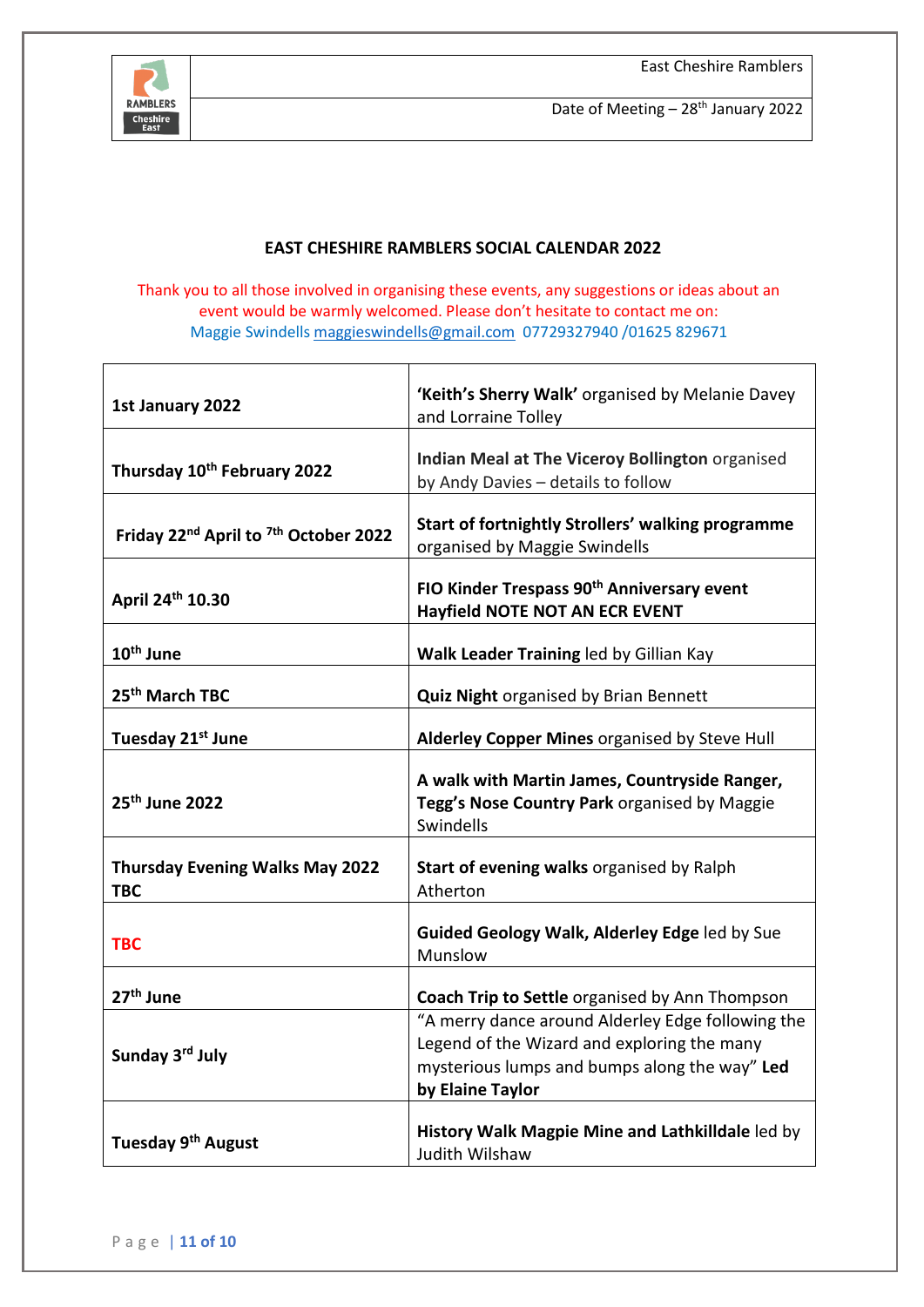### EAST CHESHIRE RAMBLERS SOCIAL CALENDAR 2022

Thank you to all those involved in organising these events, any suggestions or ideas about an event would be warmly welcomed. Please don't hesitate to contact me on:
Maggie Swindells maggieswindells@gmail.com 07729327940 /01625 829671

| | |
|---|---|
| **1st January 2022** | **'Keith's Sherry Walk'** organised by Melanie Davey and Lorraine Tolley |
| **Thursday 10th February 2022** | **Indian Meal at The Viceroy Bollington** organised by Andy Davies – details to follow |
| **Friday 22nd April to 7th October 2022** | **Start of fortnightly Strollers' walking programme** organised by Maggie Swindells |
| **April 24th 10.30** | **FIO Kinder Trespass 90th Anniversary event Hayfield NOTE NOT AN ECR EVENT** |
| **10th June** | **Walk Leader Training** led by Gillian Kay |
| **25th March TBC** | **Quiz Night** organised by Brian Bennett |
| **Tuesday 21st June** | **Alderley Copper Mines** organised by Steve Hull |
| **25th June 2022** | **A walk with Martin James, Countryside Ranger, Tegg's Nose Country Park** organised by Maggie Swindells |
| **Thursday Evening Walks May 2022 TBC** | **Start of evening walks** organised by Ralph Atherton |
| **TBC** | **Guided Geology Walk, Alderley Edge** led by Sue Munslow |
| **27th June** | **Coach Trip to Settle** organised by Ann Thompson |
| **Sunday 3rd July** | "A merry dance around Alderley Edge following the Legend of the Wizard and exploring the many mysterious lumps and bumps along the way" **Led by Elaine Taylor** |
| **Tuesday 9th August** | **History Walk Magpie Mine and Lathkilldale** led by Judith Wilshaw |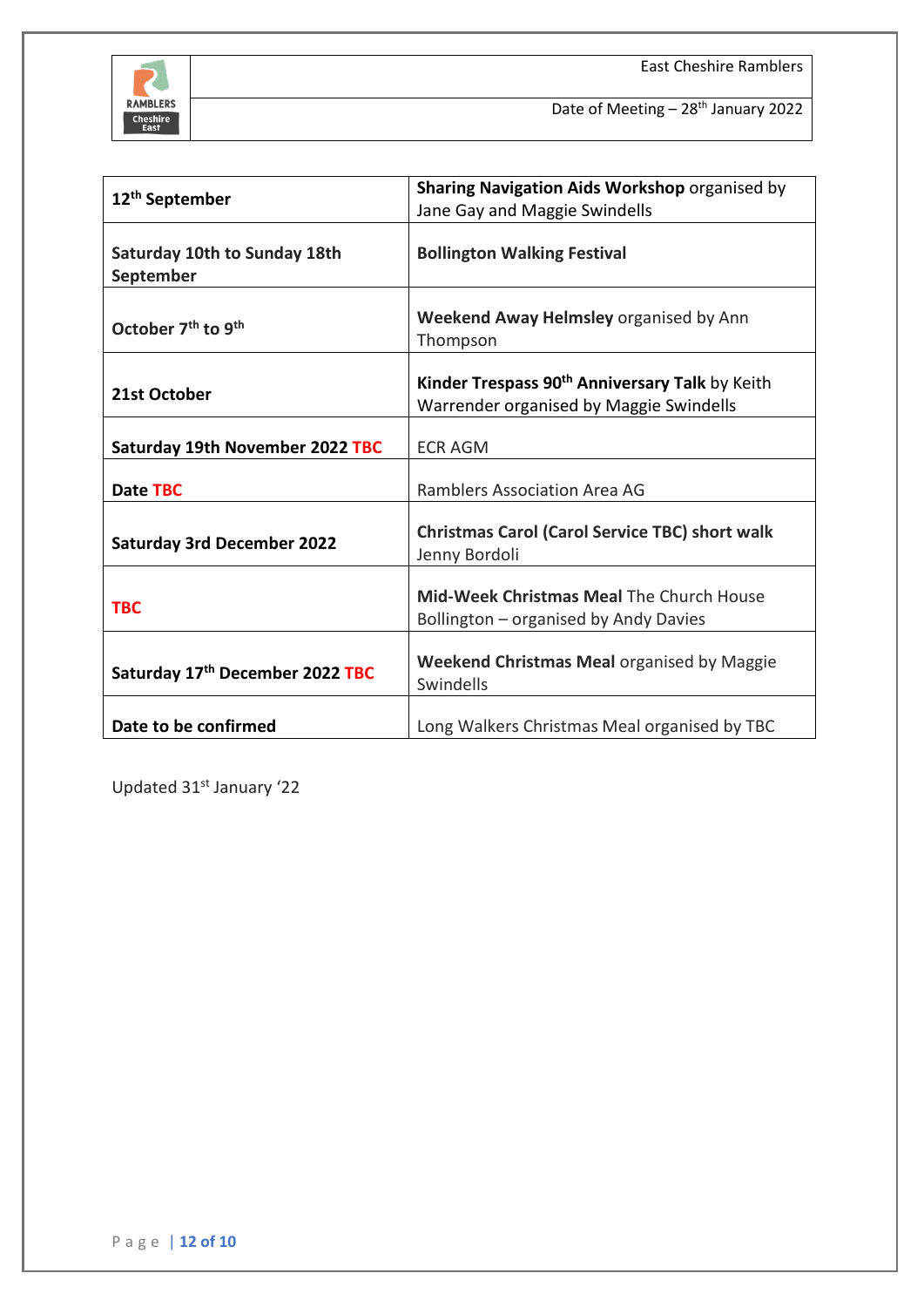| 12th September | **Sharing Navigation Aids Workshop** organised by Jane Gay and Maggie Swindells |
|---|---|
| **Saturday 10th to Sunday 18th September** | **Bollington Walking Festival** |
| **October 7th to 9th** | **Weekend Away Helmsley** organised by Ann Thompson |
| **21st October** | **Kinder Trespass 90th Anniversary Talk** by Keith Warrender organised by Maggie Swindells |
| **Saturday 19th November 2022 TBC** | ECR AGM |
| **Date TBC** | Ramblers Association Area AG |
| **Saturday 3rd December 2022** | **Christmas Carol (Carol Service TBC) short walk** Jenny Bordoli |
| **TBC** | **Mid-Week Christmas Meal** The Church House Bollington – organised by Andy Davies |
| **Saturday 17th December 2022 TBC** | **Weekend Christmas Meal** organised by Maggie Swindells |
| **Date to be confirmed** | Long Walkers Christmas Meal organised by TBC |

Updated 31st January '22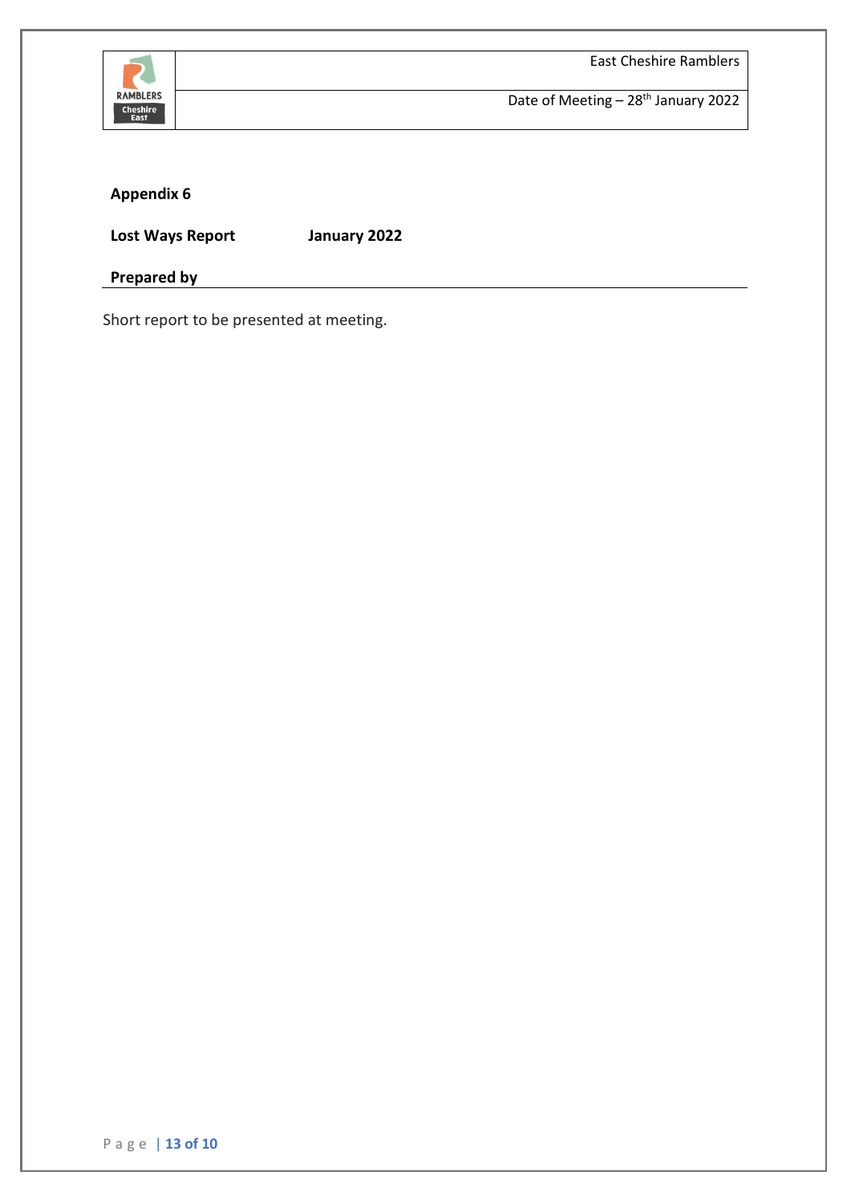**Appendix 6**

**Lost Ways Report** **January 2022**

**Prepared by**

Short report to be presented at meeting.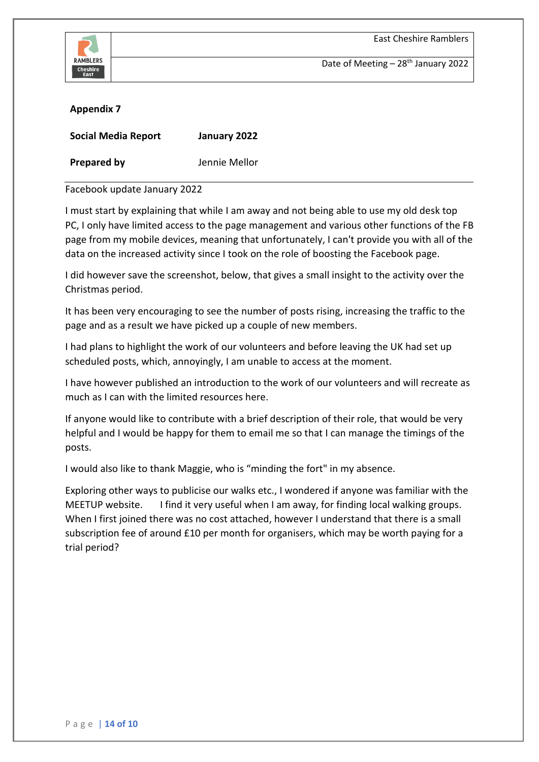**Appendix 7**

| | |
|---|---|
| **Social Media Report** | **January 2022** |
| **Prepared by** | Jennie Mellor |

Facebook update January 2022

I must start by explaining that while I am away and not being able to use my old desk top PC, I only have limited access to the page management and various other functions of the FB page from my mobile devices, meaning that unfortunately, I can't provide you with all of the data on the increased activity since I took on the role of boosting the Facebook page.

I did however save the screenshot, below, that gives a small insight to the activity over the Christmas period.

It has been very encouraging to see the number of posts rising, increasing the traffic to the page and as a result we have picked up a couple of new members.

I had plans to highlight the work of our volunteers and before leaving the UK had set up scheduled posts, which, annoyingly, I am unable to access at the moment.

I have however published an introduction to the work of our volunteers and will recreate as much as I can with the limited resources here.

If anyone would like to contribute with a brief description of their role, that would be very helpful and I would be happy for them to email me so that I can manage the timings of the posts.

I would also like to thank Maggie, who is "minding the fort" in my absence.

Exploring other ways to publicise our walks etc., I wondered if anyone was familiar with the MEETUP website. I find it very useful when I am away, for finding local walking groups. When I first joined there was no cost attached, however I understand that there is a small subscription fee of around £10 per month for organisers, which may be worth paying for a trial period?